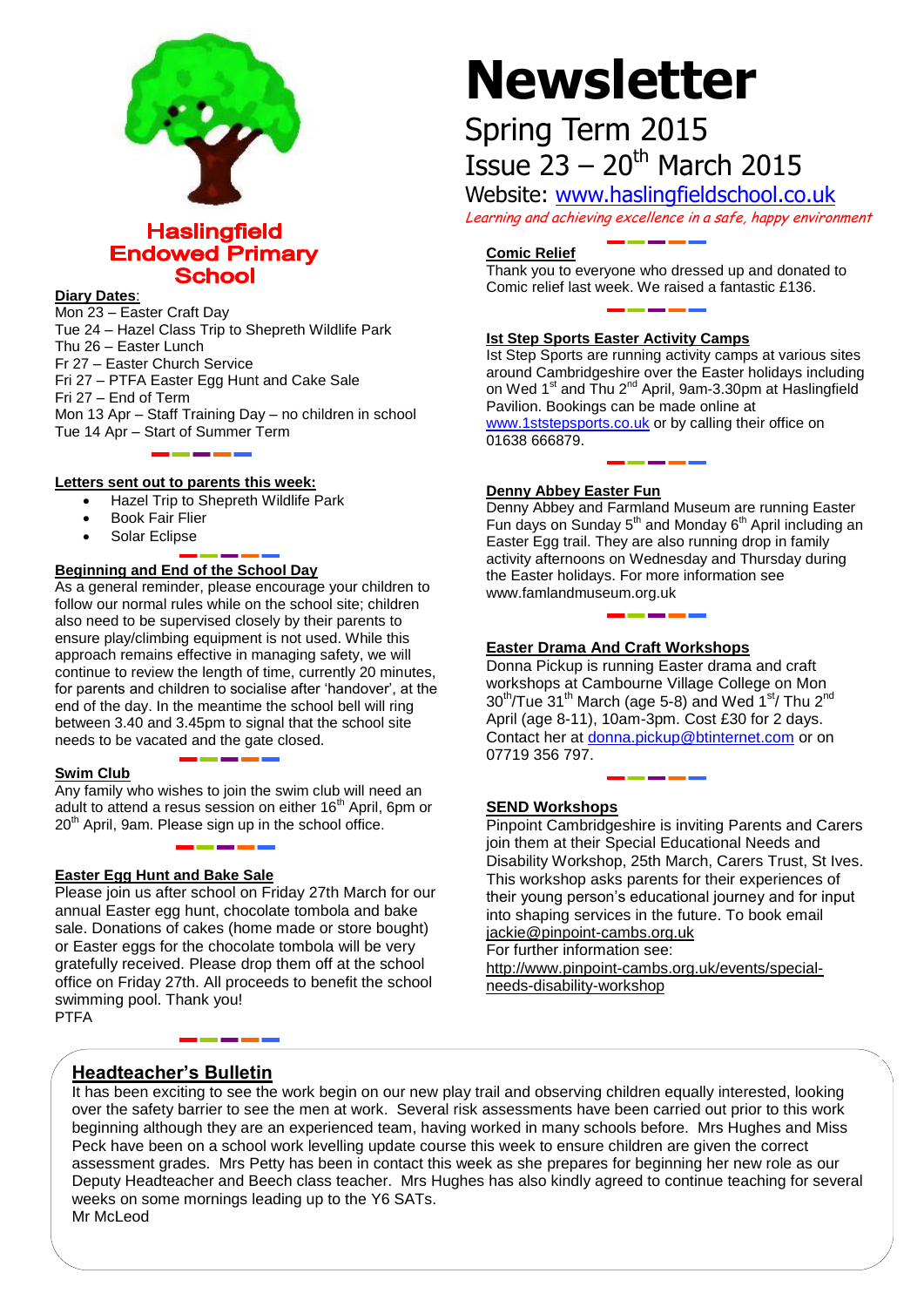Haslingfield Endowed Primary School

# Newsletter

Spring Term 2015
Issue 23 – 20th March 2015
Website: www.haslingfieldschool.co.uk
*Learning and achieving excellence in a safe, happy environment*

**Diary Dates**:
Mon 23 – Easter Craft Day
Tue 24 – Hazel Class Trip to Shepreth Wildlife Park
Thu 26 – Easter Lunch
Fr 27 – Easter Church Service
Fri 27 – PTFA Easter Egg Hunt and Cake Sale
Fri 27 – End of Term
Mon 13 Apr – Staff Training Day – no children in school
Tue 14 Apr – Start of Summer Term

**Letters sent out to parents this week:**

- Hazel Trip to Shepreth Wildlife Park
- Book Fair Flier
- Solar Eclipse

**Beginning and End of the School Day**
As a general reminder, please encourage your children to follow our normal rules while on the school site; children also need to be supervised closely by their parents to ensure play/climbing equipment is not used. While this approach remains effective in managing safety, we will continue to review the length of time, currently 20 minutes, for parents and children to socialise after 'handover', at the end of the day. In the meantime the school bell will ring between 3.40 and 3.45pm to signal that the school site needs to be vacated and the gate closed.

**Swim Club**
Any family who wishes to join the swim club will need an adult to attend a resus session on either 16th April, 6pm or 20th April, 9am. Please sign up in the school office.

**Easter Egg Hunt and Bake Sale**
Please join us after school on Friday 27th March for our annual Easter egg hunt, chocolate tombola and bake sale. Donations of cakes (home made or store bought) or Easter eggs for the chocolate tombola will be very gratefully received. Please drop them off at the school office on Friday 27th. All proceeds to benefit the school swimming pool. Thank you!
PTFA

**Comic Relief**
Thank you to everyone who dressed up and donated to Comic relief last week. We raised a fantastic £136.

**Ist Step Sports Easter Activity Camps**
Ist Step Sports are running activity camps at various sites around Cambridgeshire over the Easter holidays including on Wed 1st and Thu 2nd April, 9am-3.30pm at Haslingfield Pavilion. Bookings can be made online at www.1ststepsports.co.uk or by calling their office on 01638 666879.

**Denny Abbey Easter Fun**
Denny Abbey and Farmland Museum are running Easter Fun days on Sunday 5th and Monday 6th April including an Easter Egg trail. They are also running drop in family activity afternoons on Wednesday and Thursday during the Easter holidays. For more information see www.famlandmuseum.org.uk

**Easter Drama And Craft Workshops**
Donna Pickup is running Easter drama and craft workshops at Cambourne Village College on Mon 30th/Tue 31st March (age 5-8) and Wed 1st/ Thu 2nd April (age 8-11), 10am-3pm. Cost £30 for 2 days. Contact her at donna.pickup@btinternet.com or on 07719 356 797.

**SEND Workshops**
Pinpoint Cambridgeshire is inviting Parents and Carers join them at their Special Educational Needs and Disability Workshop, 25th March, Carers Trust, St Ives. This workshop asks parents for their experiences of their young person's educational journey and for input into shaping services in the future. To book email jackie@pinpoint-cambs.org.uk
For further information see:
http://www.pinpoint-cambs.org.uk/events/special-needs-disability-workshop

**Headteacher's Bulletin**
It has been exciting to see the work begin on our new play trail and observing children equally interested, looking over the safety barrier to see the men at work. Several risk assessments have been carried out prior to this work beginning although they are an experienced team, having worked in many schools before. Mrs Hughes and Miss Peck have been on a school work levelling update course this week to ensure children are given the correct assessment grades. Mrs Petty has been in contact this week as she prepares for beginning her new role as our Deputy Headteacher and Beech class teacher. Mrs Hughes has also kindly agreed to continue teaching for several weeks on some mornings leading up to the Y6 SATs.
Mr McLeod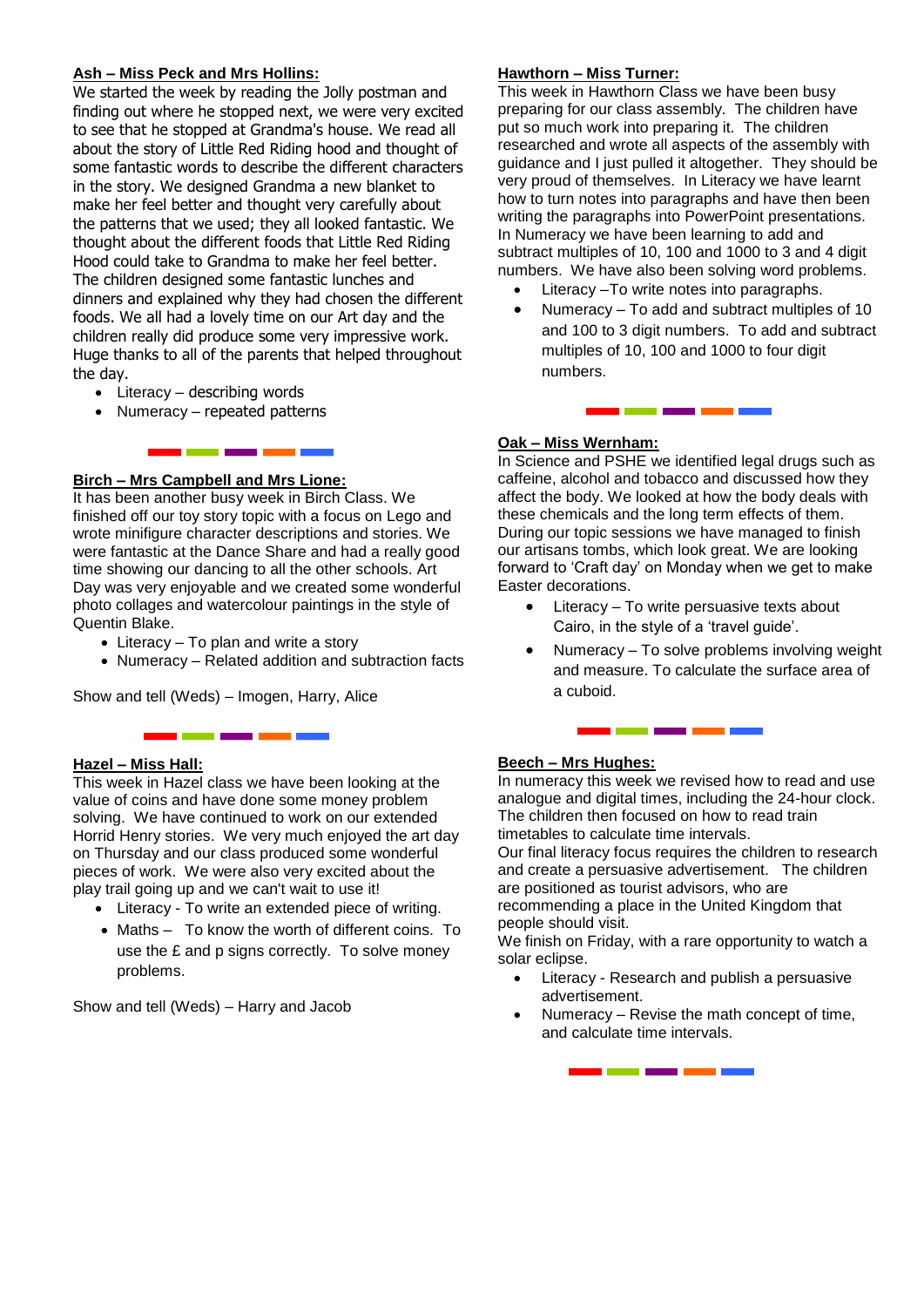## Ash – Miss Peck and Mrs Hollins:

We started the week by reading the Jolly postman and finding out where he stopped next, we were very excited to see that he stopped at Grandma's house. We read all about the story of Little Red Riding hood and thought of some fantastic words to describe the different characters in the story. We designed Grandma a new blanket to make her feel better and thought very carefully about the patterns that we used; they all looked fantastic. We thought about the different foods that Little Red Riding Hood could take to Grandma to make her feel better. The children designed some fantastic lunches and dinners and explained why they had chosen the different foods. We all had a lovely time on our Art day and the children really did produce some very impressive work. Huge thanks to all of the parents that helped throughout the day.

- Literacy – describing words
- Numeracy – repeated patterns

## Birch – Mrs Campbell and Mrs Lione:

It has been another busy week in Birch Class. We finished off our toy story topic with a focus on Lego and wrote minifigure character descriptions and stories. We were fantastic at the Dance Share and had a really good time showing our dancing to all the other schools. Art Day was very enjoyable and we created some wonderful photo collages and watercolour paintings in the style of Quentin Blake.

- Literacy – To plan and write a story
- Numeracy – Related addition and subtraction facts

Show and tell (Weds) – Imogen, Harry, Alice

## Hazel – Miss Hall:

This week in Hazel class we have been looking at the value of coins and have done some money problem solving. We have continued to work on our extended Horrid Henry stories. We very much enjoyed the art day on Thursday and our class produced some wonderful pieces of work. We were also very excited about the play trail going up and we can't wait to use it!

- Literacy - To write an extended piece of writing.
- Maths – To know the worth of different coins. To use the £ and p signs correctly. To solve money problems.

Show and tell (Weds) – Harry and Jacob

## Hawthorn – Miss Turner:

This week in Hawthorn Class we have been busy preparing for our class assembly. The children have put so much work into preparing it. The children researched and wrote all aspects of the assembly with guidance and I just pulled it altogether. They should be very proud of themselves. In Literacy we have learnt how to turn notes into paragraphs and have then been writing the paragraphs into PowerPoint presentations. In Numeracy we have been learning to add and subtract multiples of 10, 100 and 1000 to 3 and 4 digit numbers. We have also been solving word problems.

- Literacy –To write notes into paragraphs.
- Numeracy – To add and subtract multiples of 10 and 100 to 3 digit numbers. To add and subtract multiples of 10, 100 and 1000 to four digit numbers.

## Oak – Miss Wernham:

In Science and PSHE we identified legal drugs such as caffeine, alcohol and tobacco and discussed how they affect the body. We looked at how the body deals with these chemicals and the long term effects of them. During our topic sessions we have managed to finish our artisans tombs, which look great. We are looking forward to 'Craft day' on Monday when we get to make Easter decorations.

- Literacy – To write persuasive texts about Cairo, in the style of a 'travel guide'.
- Numeracy – To solve problems involving weight and measure. To calculate the surface area of a cuboid.

## Beech – Mrs Hughes:

In numeracy this week we revised how to read and use analogue and digital times, including the 24-hour clock. The children then focused on how to read train timetables to calculate time intervals.

Our final literacy focus requires the children to research and create a persuasive advertisement. The children are positioned as tourist advisors, who are recommending a place in the United Kingdom that people should visit.

We finish on Friday, with a rare opportunity to watch a solar eclipse.

- Literacy - Research and publish a persuasive advertisement.
- Numeracy – Revise the math concept of time, and calculate time intervals.